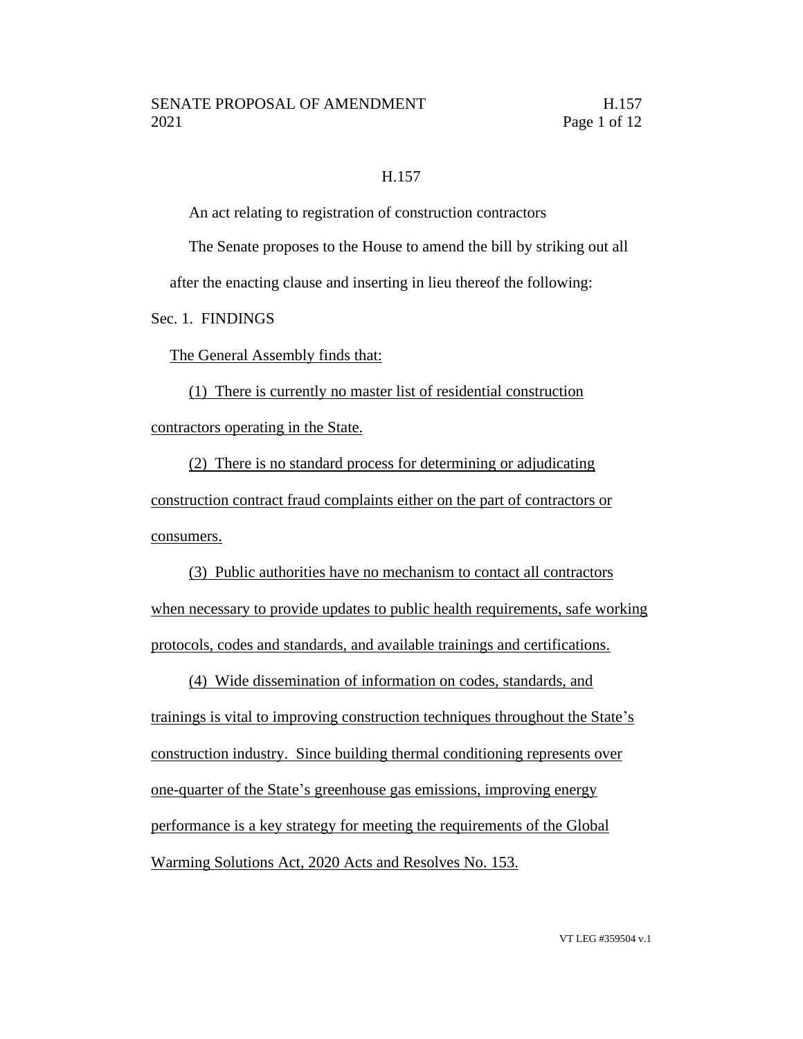# H.157

An act relating to registration of construction contractors

The Senate proposes to the House to amend the bill by striking out all after the enacting clause and inserting in lieu thereof the following:

Sec. 1. FINDINGS

The General Assembly finds that:

(1) There is currently no master list of residential construction contractors operating in the State.

(2) There is no standard process for determining or adjudicating construction contract fraud complaints either on the part of contractors or consumers.

(3) Public authorities have no mechanism to contact all contractors when necessary to provide updates to public health requirements, safe working protocols, codes and standards, and available trainings and certifications.

(4) Wide dissemination of information on codes, standards, and trainings is vital to improving construction techniques throughout the State's construction industry. Since building thermal conditioning represents over one-quarter of the State's greenhouse gas emissions, improving energy performance is a key strategy for meeting the requirements of the Global Warming Solutions Act, 2020 Acts and Resolves No. 153.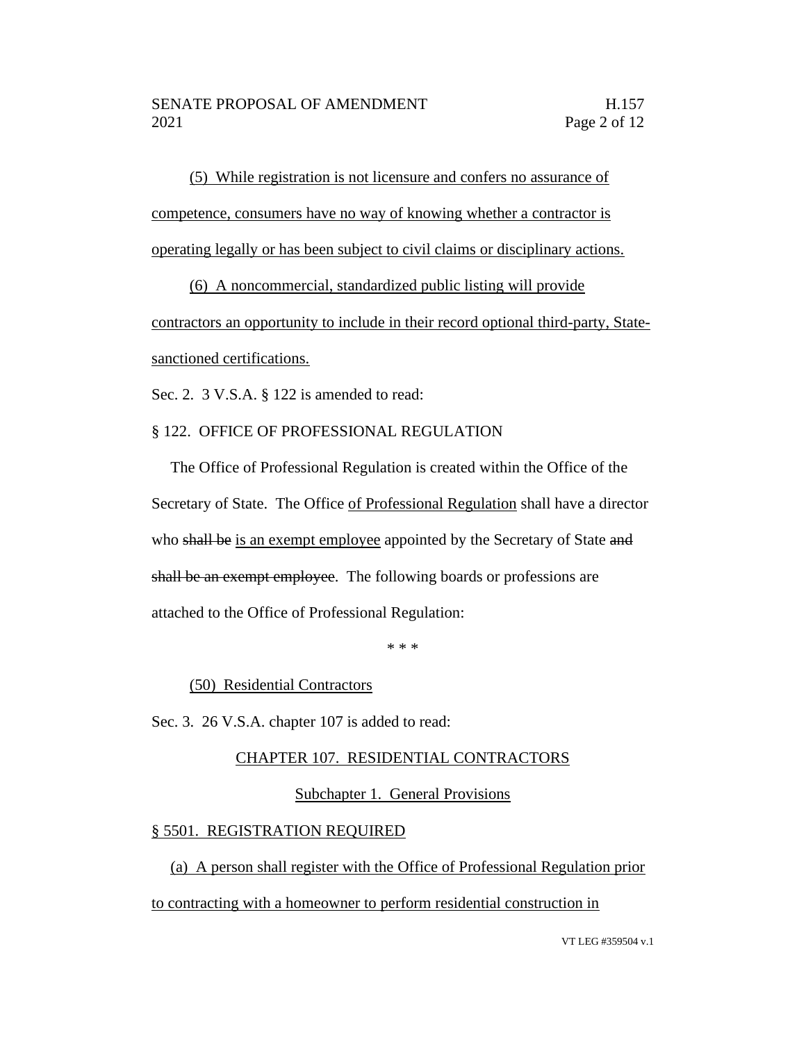(5) While registration is not licensure and confers no assurance of competence, consumers have no way of knowing whether a contractor is operating legally or has been subject to civil claims or disciplinary actions.

(6) A noncommercial, standardized public listing will provide contractors an opportunity to include in their record optional third-party, State-sanctioned certifications.

Sec. 2. 3 V.S.A. § 122 is amended to read:

§ 122. OFFICE OF PROFESSIONAL REGULATION

The Office of Professional Regulation is created within the Office of the Secretary of State. The Office of Professional Regulation shall have a director who ~~shall be~~ is an exempt employee appointed by the Secretary of State ~~and shall be an exempt employee~~. The following boards or professions are attached to the Office of Professional Regulation:

\* \* \*

(50) Residential Contractors

Sec. 3. 26 V.S.A. chapter 107 is added to read:

CHAPTER 107. RESIDENTIAL CONTRACTORS

Subchapter 1. General Provisions

§ 5501. REGISTRATION REQUIRED

(a) A person shall register with the Office of Professional Regulation prior to contracting with a homeowner to perform residential construction in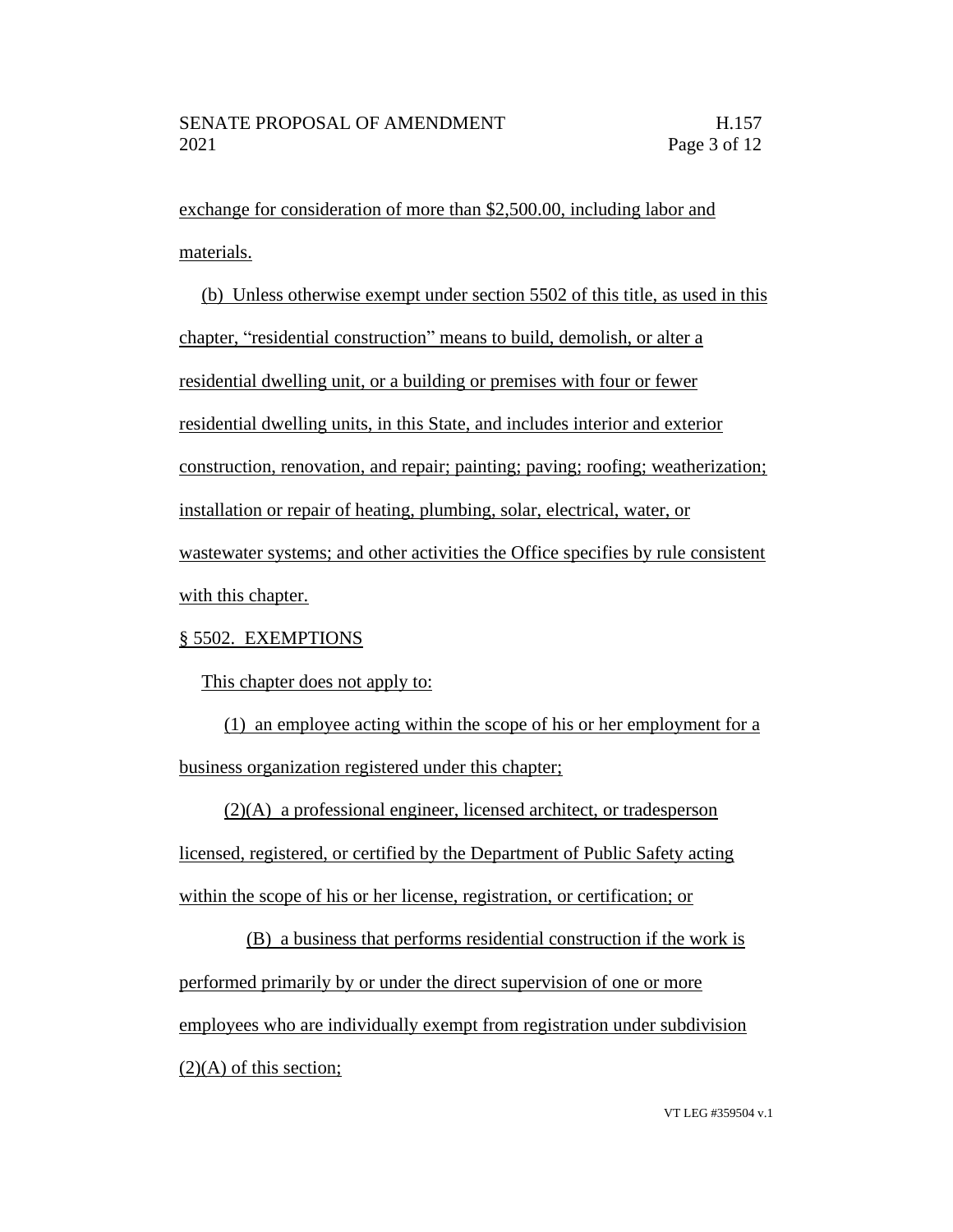exchange for consideration of more than $2,500.00, including labor and materials.

(b) Unless otherwise exempt under section 5502 of this title, as used in this chapter, "residential construction" means to build, demolish, or alter a residential dwelling unit, or a building or premises with four or fewer residential dwelling units, in this State, and includes interior and exterior construction, renovation, and repair; painting; paving; roofing; weatherization; installation or repair of heating, plumbing, solar, electrical, water, or wastewater systems; and other activities the Office specifies by rule consistent with this chapter.

§ 5502. EXEMPTIONS

This chapter does not apply to:

(1) an employee acting within the scope of his or her employment for a business organization registered under this chapter;

(2)(A) a professional engineer, licensed architect, or tradesperson licensed, registered, or certified by the Department of Public Safety acting within the scope of his or her license, registration, or certification; or

(B) a business that performs residential construction if the work is performed primarily by or under the direct supervision of one or more employees who are individually exempt from registration under subdivision (2)(A) of this section;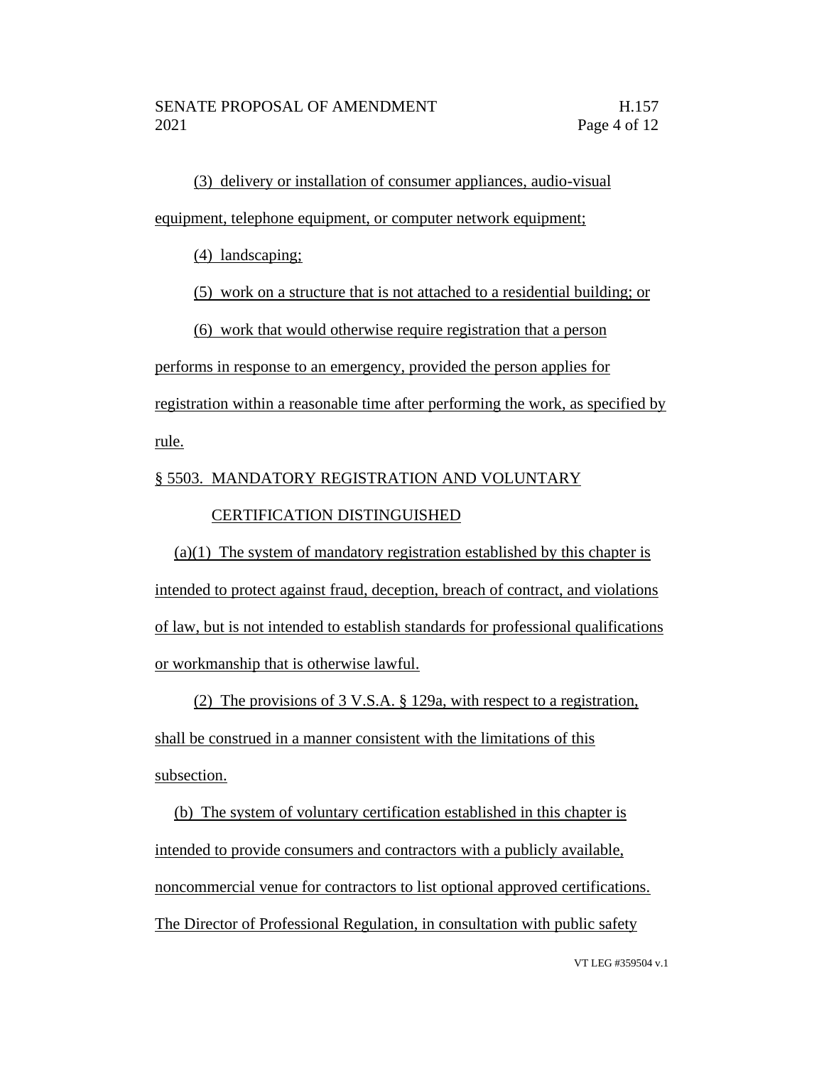(3) delivery or installation of consumer appliances, audio-visual equipment, telephone equipment, or computer network equipment;

(4) landscaping;

(5) work on a structure that is not attached to a residential building; or

(6) work that would otherwise require registration that a person performs in response to an emergency, provided the person applies for registration within a reasonable time after performing the work, as specified by rule.

§ 5503. MANDATORY REGISTRATION AND VOLUNTARY CERTIFICATION DISTINGUISHED

(a)(1) The system of mandatory registration established by this chapter is intended to protect against fraud, deception, breach of contract, and violations of law, but is not intended to establish standards for professional qualifications or workmanship that is otherwise lawful.

(2) The provisions of 3 V.S.A. § 129a, with respect to a registration, shall be construed in a manner consistent with the limitations of this subsection.

(b) The system of voluntary certification established in this chapter is intended to provide consumers and contractors with a publicly available, noncommercial venue for contractors to list optional approved certifications. The Director of Professional Regulation, in consultation with public safety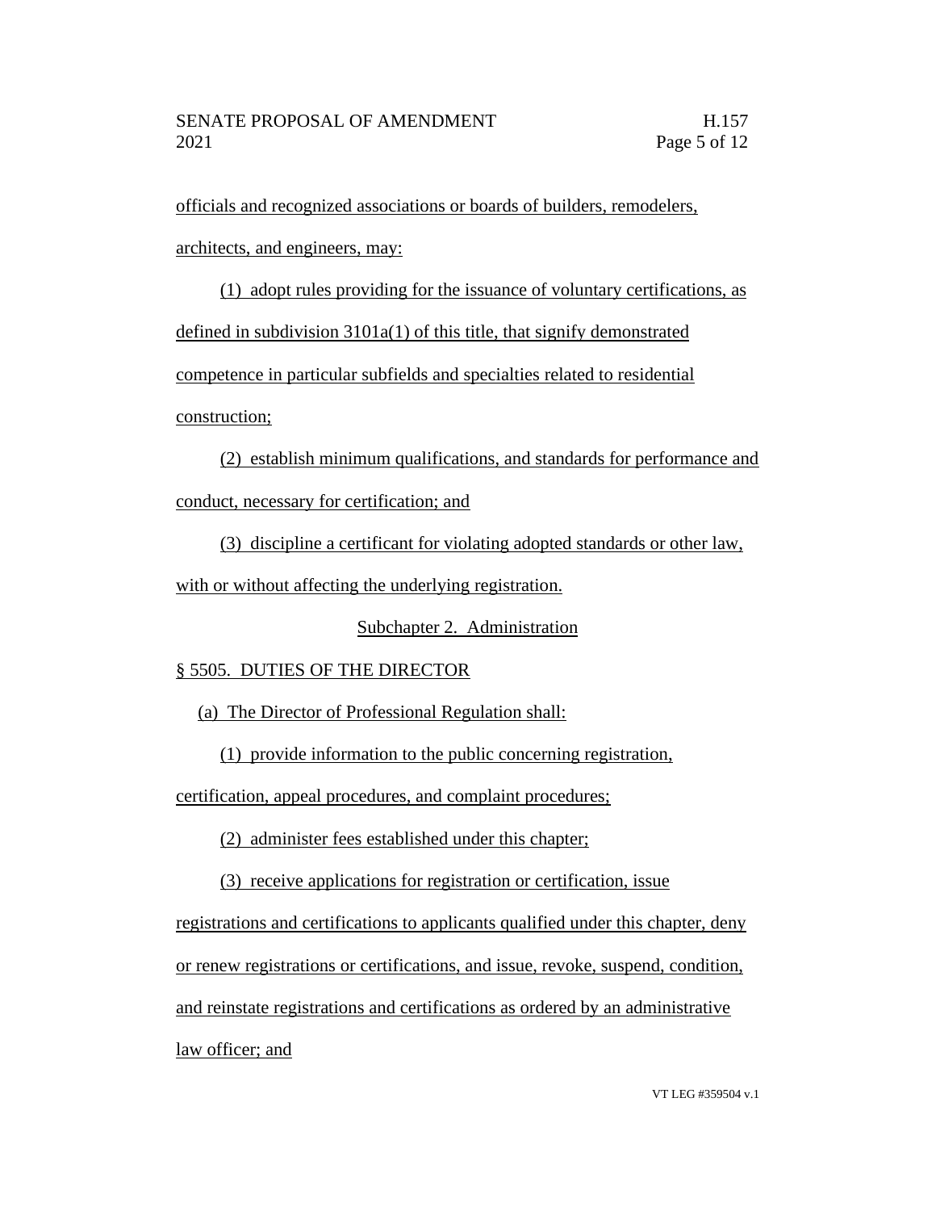officials and recognized associations or boards of builders, remodelers, architects, and engineers, may:

(1) adopt rules providing for the issuance of voluntary certifications, as defined in subdivision 3101a(1) of this title, that signify demonstrated competence in particular subfields and specialties related to residential construction;

(2) establish minimum qualifications, and standards for performance and conduct, necessary for certification; and

(3) discipline a certificant for violating adopted standards or other law, with or without affecting the underlying registration.

Subchapter 2. Administration

§ 5505. DUTIES OF THE DIRECTOR

(a) The Director of Professional Regulation shall:

(1) provide information to the public concerning registration, certification, appeal procedures, and complaint procedures;

(2) administer fees established under this chapter;

(3) receive applications for registration or certification, issue registrations and certifications to applicants qualified under this chapter, deny or renew registrations or certifications, and issue, revoke, suspend, condition, and reinstate registrations and certifications as ordered by an administrative law officer; and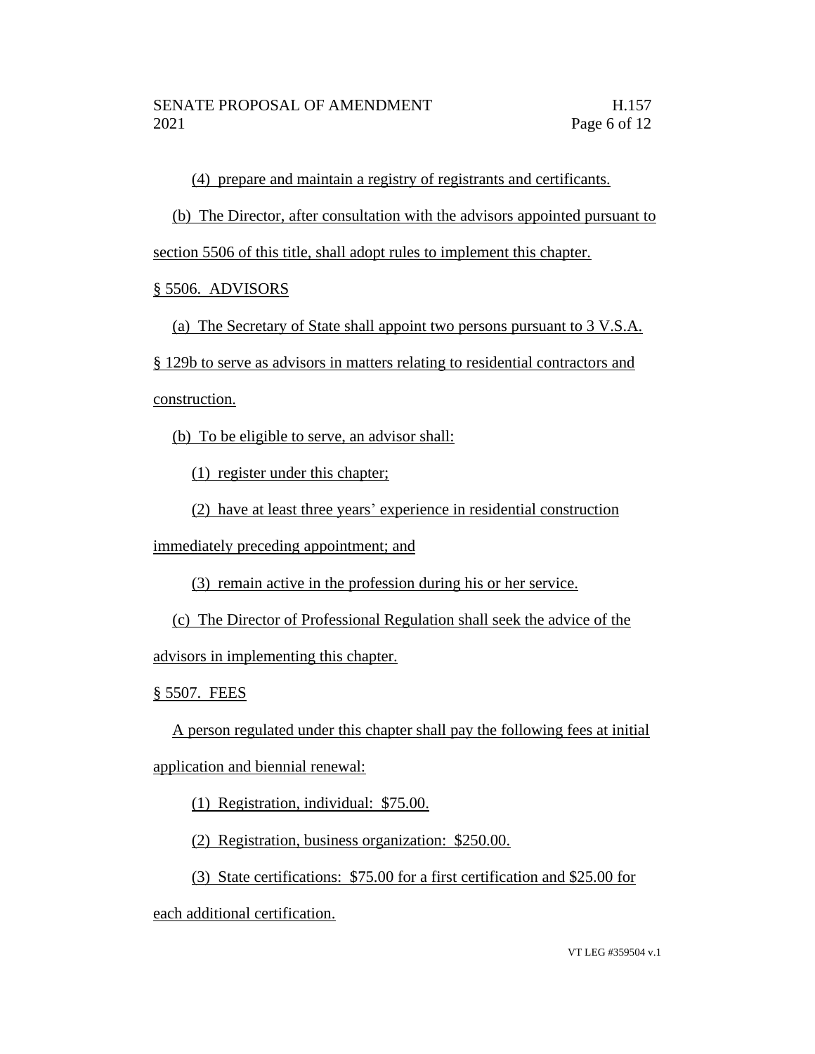(4) prepare and maintain a registry of registrants and certificants.

(b) The Director, after consultation with the advisors appointed pursuant to section 5506 of this title, shall adopt rules to implement this chapter.

§ 5506. ADVISORS

(a) The Secretary of State shall appoint two persons pursuant to 3 V.S.A. § 129b to serve as advisors in matters relating to residential contractors and construction.

(b) To be eligible to serve, an advisor shall:

(1) register under this chapter;

(2) have at least three years' experience in residential construction immediately preceding appointment; and

(3) remain active in the profession during his or her service.

(c) The Director of Professional Regulation shall seek the advice of the advisors in implementing this chapter.

§ 5507. FEES

A person regulated under this chapter shall pay the following fees at initial application and biennial renewal:

(1) Registration, individual: $75.00.

(2) Registration, business organization: $250.00.

(3) State certifications: $75.00 for a first certification and $25.00 for each additional certification.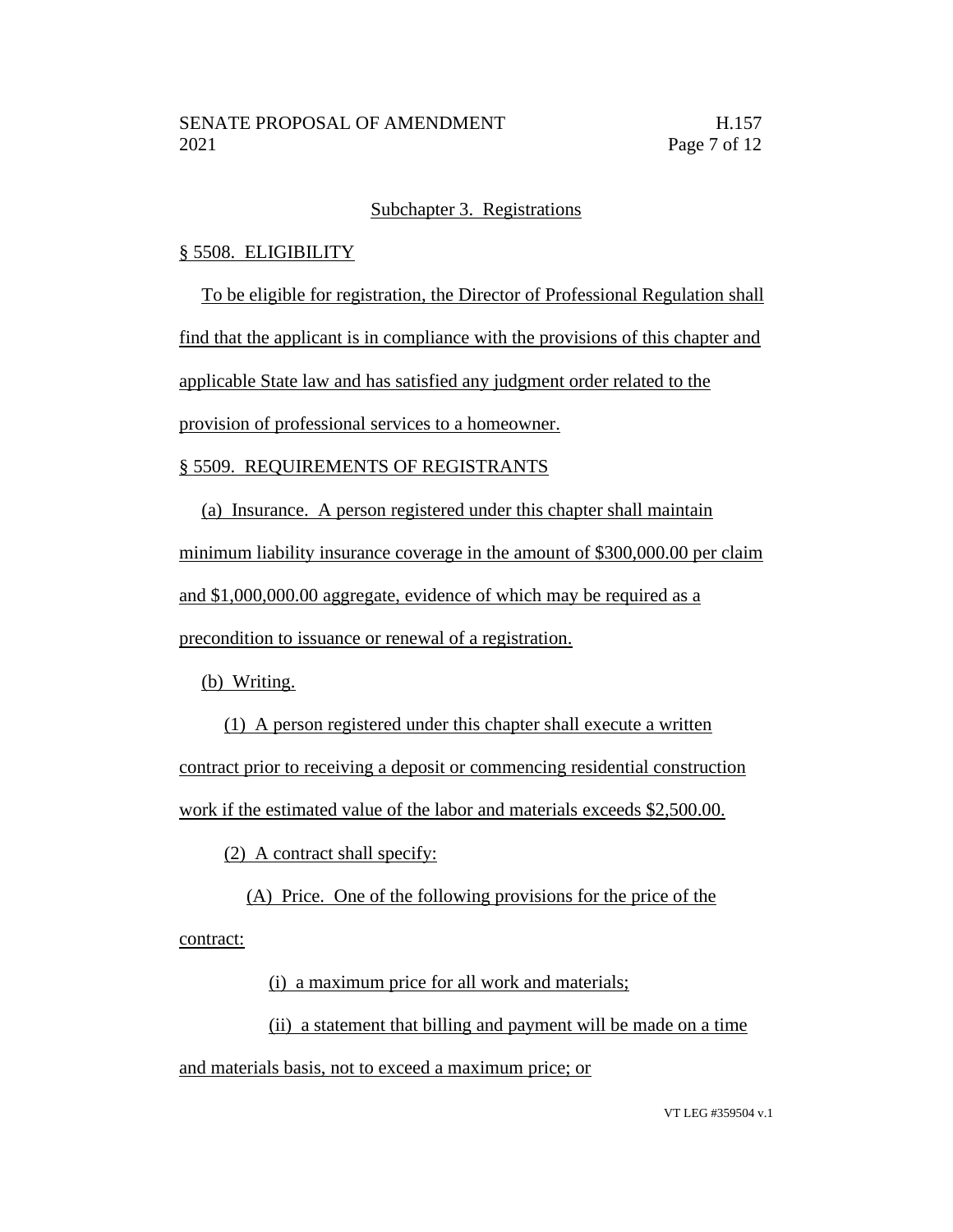Subchapter 3. Registrations

§ 5508. ELIGIBILITY

To be eligible for registration, the Director of Professional Regulation shall find that the applicant is in compliance with the provisions of this chapter and applicable State law and has satisfied any judgment order related to the provision of professional services to a homeowner.

§ 5509. REQUIREMENTS OF REGISTRANTS

(a) Insurance. A person registered under this chapter shall maintain minimum liability insurance coverage in the amount of $300,000.00 per claim and $1,000,000.00 aggregate, evidence of which may be required as a precondition to issuance or renewal of a registration.

(b) Writing.

(1) A person registered under this chapter shall execute a written contract prior to receiving a deposit or commencing residential construction work if the estimated value of the labor and materials exceeds $2,500.00.

(2) A contract shall specify:

(A) Price. One of the following provisions for the price of the contract:

(i) a maximum price for all work and materials;

(ii) a statement that billing and payment will be made on a time and materials basis, not to exceed a maximum price; or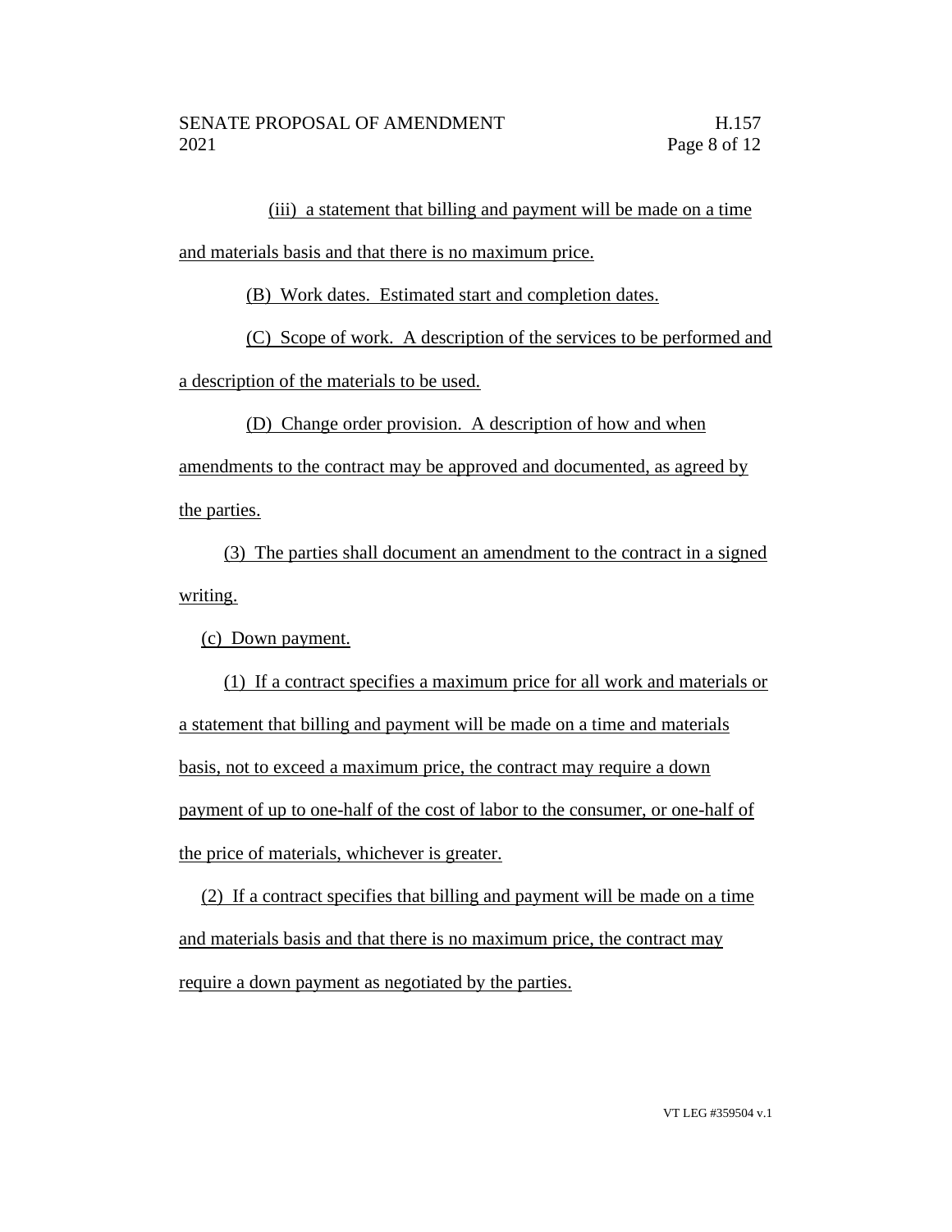(iii) a statement that billing and payment will be made on a time and materials basis and that there is no maximum price.

(B) Work dates. Estimated start and completion dates.

(C) Scope of work. A description of the services to be performed and a description of the materials to be used.

(D) Change order provision. A description of how and when amendments to the contract may be approved and documented, as agreed by the parties.

(3) The parties shall document an amendment to the contract in a signed writing.

(c) Down payment.

(1) If a contract specifies a maximum price for all work and materials or a statement that billing and payment will be made on a time and materials basis, not to exceed a maximum price, the contract may require a down payment of up to one-half of the cost of labor to the consumer, or one-half of the price of materials, whichever is greater.

(2) If a contract specifies that billing and payment will be made on a time and materials basis and that there is no maximum price, the contract may require a down payment as negotiated by the parties.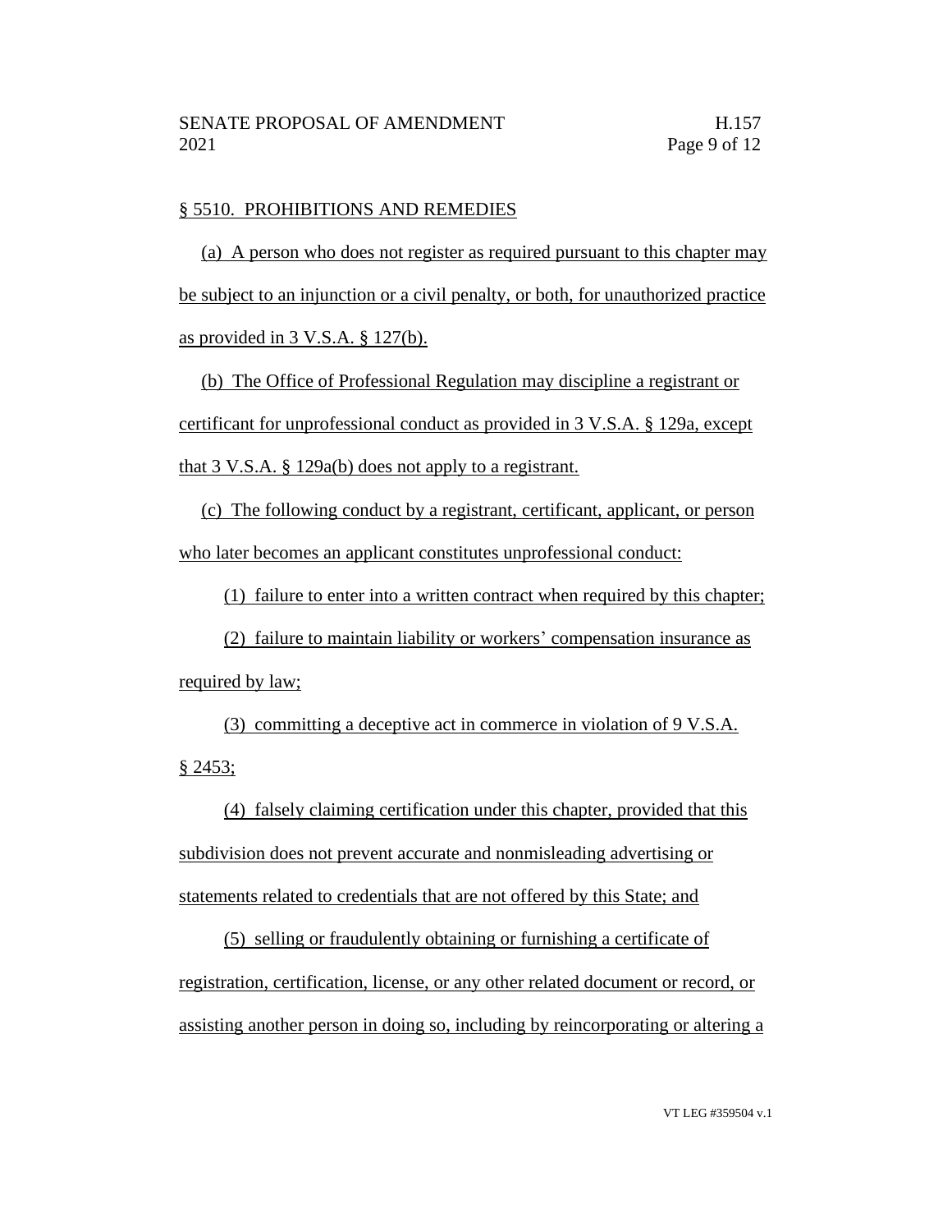§ 5510. PROHIBITIONS AND REMEDIES

(a) A person who does not register as required pursuant to this chapter may be subject to an injunction or a civil penalty, or both, for unauthorized practice as provided in 3 V.S.A. § 127(b).

(b) The Office of Professional Regulation may discipline a registrant or certificant for unprofessional conduct as provided in 3 V.S.A. § 129a, except that 3 V.S.A. § 129a(b) does not apply to a registrant.

(c) The following conduct by a registrant, certificant, applicant, or person who later becomes an applicant constitutes unprofessional conduct:

(1) failure to enter into a written contract when required by this chapter;

(2) failure to maintain liability or workers' compensation insurance as required by law;

(3) committing a deceptive act in commerce in violation of 9 V.S.A. § 2453;

(4) falsely claiming certification under this chapter, provided that this subdivision does not prevent accurate and nonmisleading advertising or statements related to credentials that are not offered by this State; and

(5) selling or fraudulently obtaining or furnishing a certificate of registration, certification, license, or any other related document or record, or assisting another person in doing so, including by reincorporating or altering a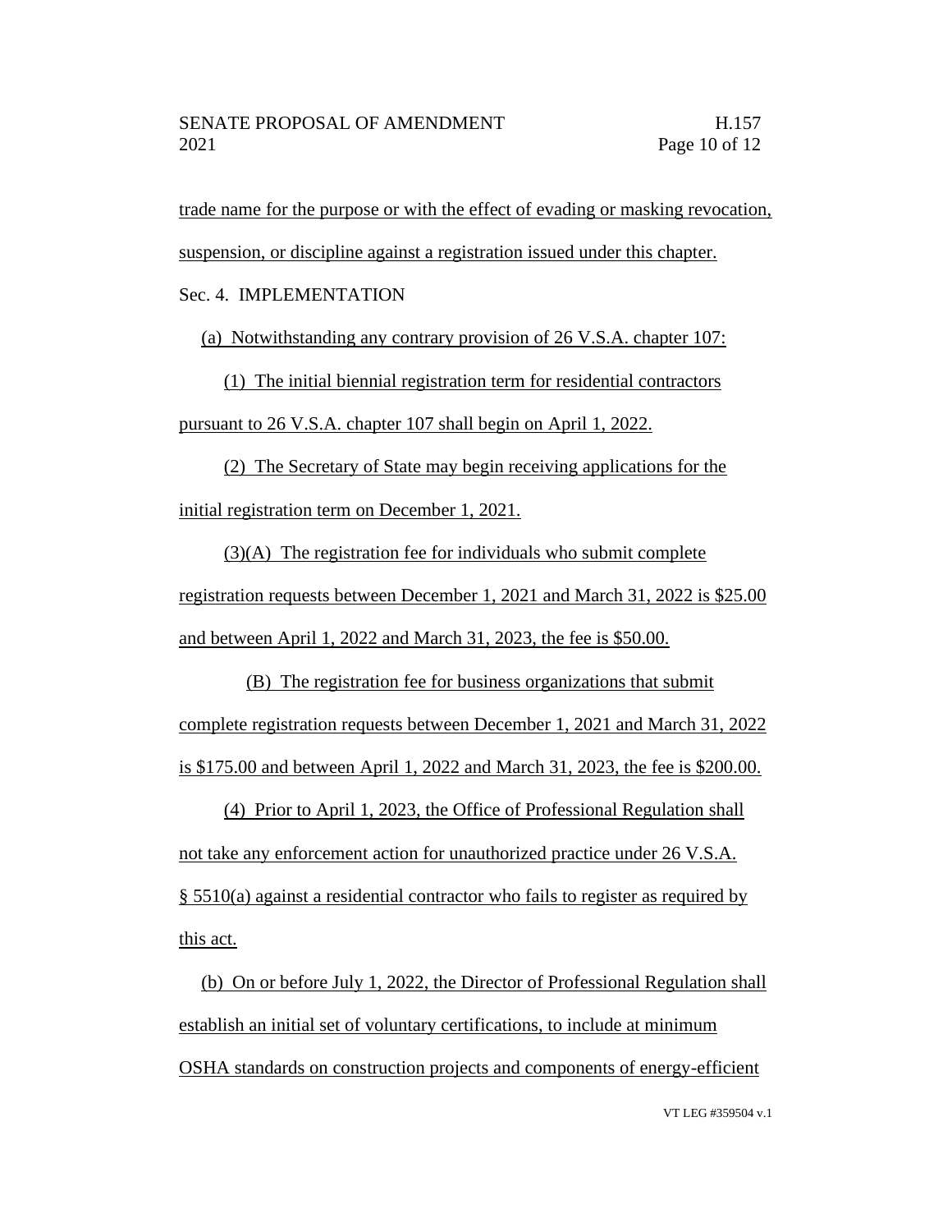trade name for the purpose or with the effect of evading or masking revocation, suspension, or discipline against a registration issued under this chapter.

Sec. 4. IMPLEMENTATION

(a) Notwithstanding any contrary provision of 26 V.S.A. chapter 107:

(1) The initial biennial registration term for residential contractors pursuant to 26 V.S.A. chapter 107 shall begin on April 1, 2022.

(2) The Secretary of State may begin receiving applications for the initial registration term on December 1, 2021.

(3)(A) The registration fee for individuals who submit complete registration requests between December 1, 2021 and March 31, 2022 is $25.00 and between April 1, 2022 and March 31, 2023, the fee is $50.00.

(B) The registration fee for business organizations that submit complete registration requests between December 1, 2021 and March 31, 2022 is $175.00 and between April 1, 2022 and March 31, 2023, the fee is $200.00.

(4) Prior to April 1, 2023, the Office of Professional Regulation shall not take any enforcement action for unauthorized practice under 26 V.S.A. § 5510(a) against a residential contractor who fails to register as required by this act.

(b) On or before July 1, 2022, the Director of Professional Regulation shall establish an initial set of voluntary certifications, to include at minimum OSHA standards on construction projects and components of energy-efficient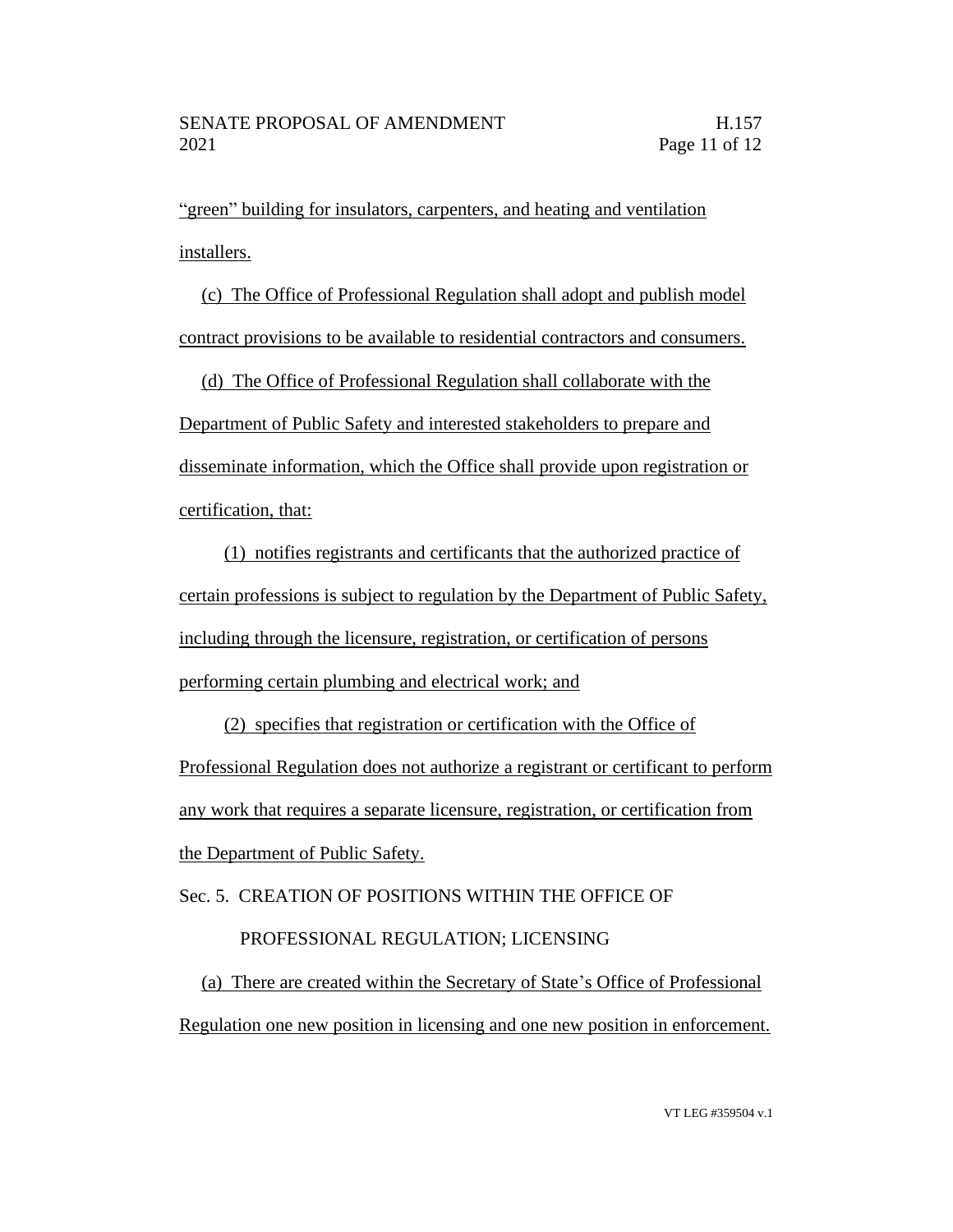"green" building for insulators, carpenters, and heating and ventilation installers.

(c) The Office of Professional Regulation shall adopt and publish model contract provisions to be available to residential contractors and consumers.

(d) The Office of Professional Regulation shall collaborate with the Department of Public Safety and interested stakeholders to prepare and disseminate information, which the Office shall provide upon registration or certification, that:

(1) notifies registrants and certificants that the authorized practice of certain professions is subject to regulation by the Department of Public Safety, including through the licensure, registration, or certification of persons performing certain plumbing and electrical work; and

(2) specifies that registration or certification with the Office of Professional Regulation does not authorize a registrant or certificant to perform any work that requires a separate licensure, registration, or certification from the Department of Public Safety.

Sec. 5. CREATION OF POSITIONS WITHIN THE OFFICE OF PROFESSIONAL REGULATION; LICENSING

(a) There are created within the Secretary of State's Office of Professional Regulation one new position in licensing and one new position in enforcement.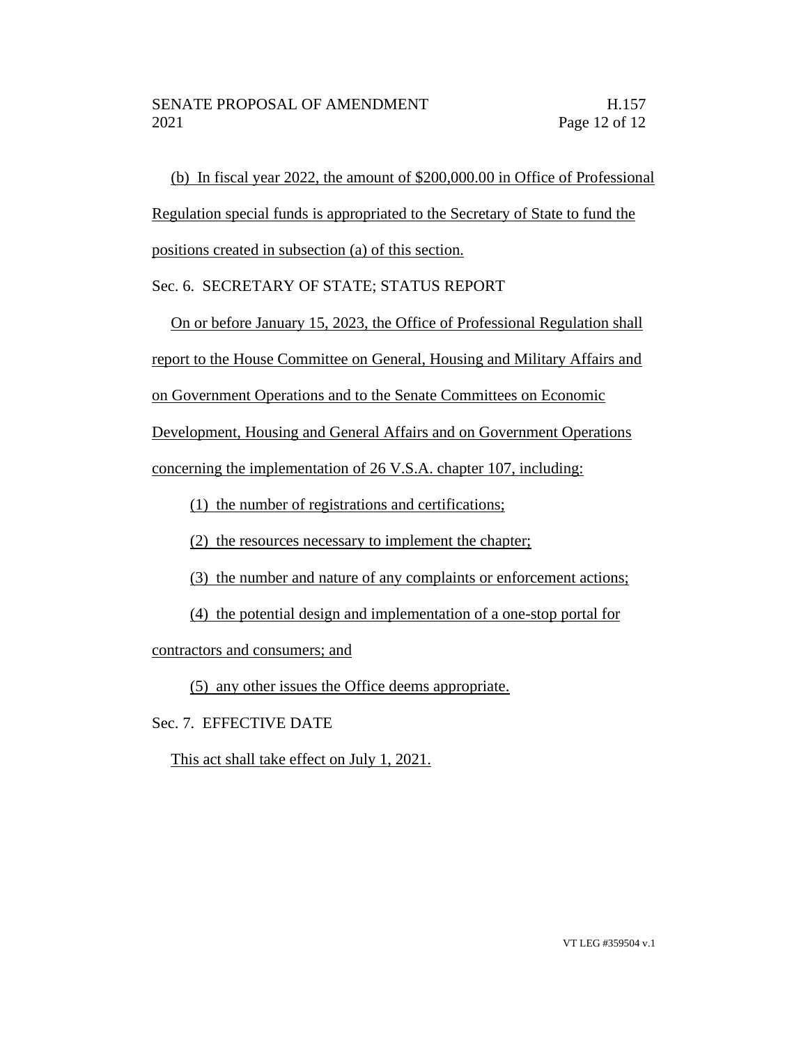(b) In fiscal year 2022, the amount of $200,000.00 in Office of Professional Regulation special funds is appropriated to the Secretary of State to fund the positions created in subsection (a) of this section.

Sec. 6. SECRETARY OF STATE; STATUS REPORT

On or before January 15, 2023, the Office of Professional Regulation shall report to the House Committee on General, Housing and Military Affairs and on Government Operations and to the Senate Committees on Economic Development, Housing and General Affairs and on Government Operations concerning the implementation of 26 V.S.A. chapter 107, including:

(1) the number of registrations and certifications;

(2) the resources necessary to implement the chapter;

(3) the number and nature of any complaints or enforcement actions;

(4) the potential design and implementation of a one-stop portal for contractors and consumers; and

(5) any other issues the Office deems appropriate.

Sec. 7. EFFECTIVE DATE

This act shall take effect on July 1, 2021.

VT LEG #359504 v.1